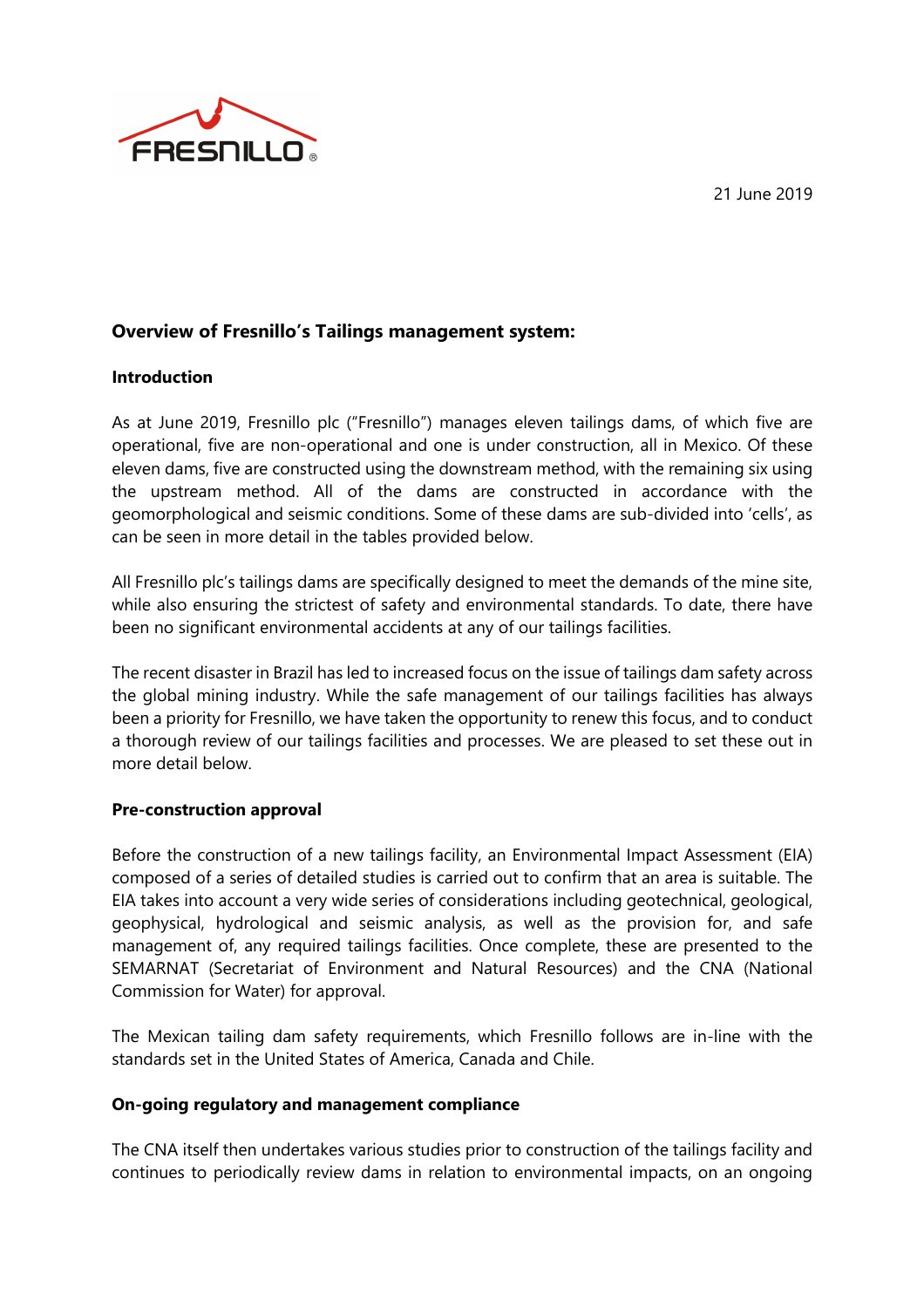21 June 2019

## Overview of Fresnillo's Tailings management system:

### Introduction

As at June 2019, Fresnillo plc ("Fresnillo") manages eleven tailings dams, of which five are operational, five are non-operational and one is under construction, all in Mexico. Of these eleven dams, five are constructed using the downstream method, with the remaining six using the upstream method. All of the dams are constructed in accordance with the geomorphological and seismic conditions. Some of these dams are sub-divided into 'cells', as can be seen in more detail in the tables provided below.

All Fresnillo plc's tailings dams are specifically designed to meet the demands of the mine site, while also ensuring the strictest of safety and environmental standards. To date, there have been no significant environmental accidents at any of our tailings facilities.

The recent disaster in Brazil has led to increased focus on the issue of tailings dam safety across the global mining industry. While the safe management of our tailings facilities has always been a priority for Fresnillo, we have taken the opportunity to renew this focus, and to conduct a thorough review of our tailings facilities and processes. We are pleased to set these out in more detail below.

### Pre-construction approval

Before the construction of a new tailings facility, an Environmental Impact Assessment (EIA) composed of a series of detailed studies is carried out to confirm that an area is suitable. The EIA takes into account a very wide series of considerations including geotechnical, geological, geophysical, hydrological and seismic analysis, as well as the provision for, and safe management of, any required tailings facilities. Once complete, these are presented to the SEMARNAT (Secretariat of Environment and Natural Resources) and the CNA (National Commission for Water) for approval.

The Mexican tailing dam safety requirements, which Fresnillo follows are in-line with the standards set in the United States of America, Canada and Chile.

### On-going regulatory and management compliance

The CNA itself then undertakes various studies prior to construction of the tailings facility and continues to periodically review dams in relation to environmental impacts, on an ongoing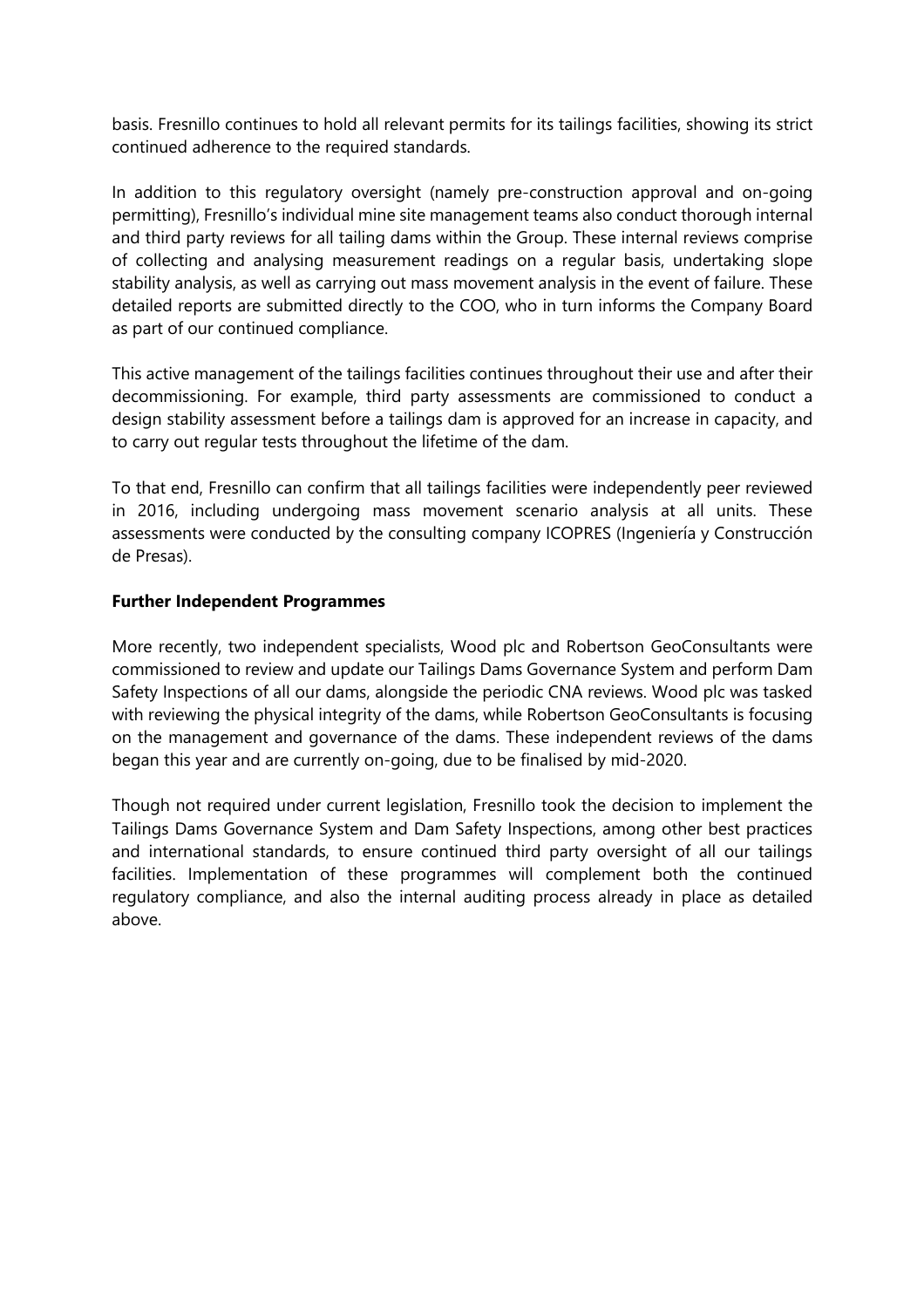basis. Fresnillo continues to hold all relevant permits for its tailings facilities, showing its strict continued adherence to the required standards.

In addition to this regulatory oversight (namely pre-construction approval and on-going permitting), Fresnillo's individual mine site management teams also conduct thorough internal and third party reviews for all tailing dams within the Group. These internal reviews comprise of collecting and analysing measurement readings on a regular basis, undertaking slope stability analysis, as well as carrying out mass movement analysis in the event of failure. These detailed reports are submitted directly to the COO, who in turn informs the Company Board as part of our continued compliance.

This active management of the tailings facilities continues throughout their use and after their decommissioning. For example, third party assessments are commissioned to conduct a design stability assessment before a tailings dam is approved for an increase in capacity, and to carry out regular tests throughout the lifetime of the dam.

To that end, Fresnillo can confirm that all tailings facilities were independently peer reviewed in 2016, including undergoing mass movement scenario analysis at all units. These assessments were conducted by the consulting company ICOPRES (Ingeniería y Construcción de Presas).

**Further Independent Programmes**

More recently, two independent specialists, Wood plc and Robertson GeoConsultants were commissioned to review and update our Tailings Dams Governance System and perform Dam Safety Inspections of all our dams, alongside the periodic CNA reviews. Wood plc was tasked with reviewing the physical integrity of the dams, while Robertson GeoConsultants is focusing on the management and governance of the dams. These independent reviews of the dams began this year and are currently on-going, due to be finalised by mid-2020.

Though not required under current legislation, Fresnillo took the decision to implement the Tailings Dams Governance System and Dam Safety Inspections, among other best practices and international standards, to ensure continued third party oversight of all our tailings facilities. Implementation of these programmes will complement both the continued regulatory compliance, and also the internal auditing process already in place as detailed above.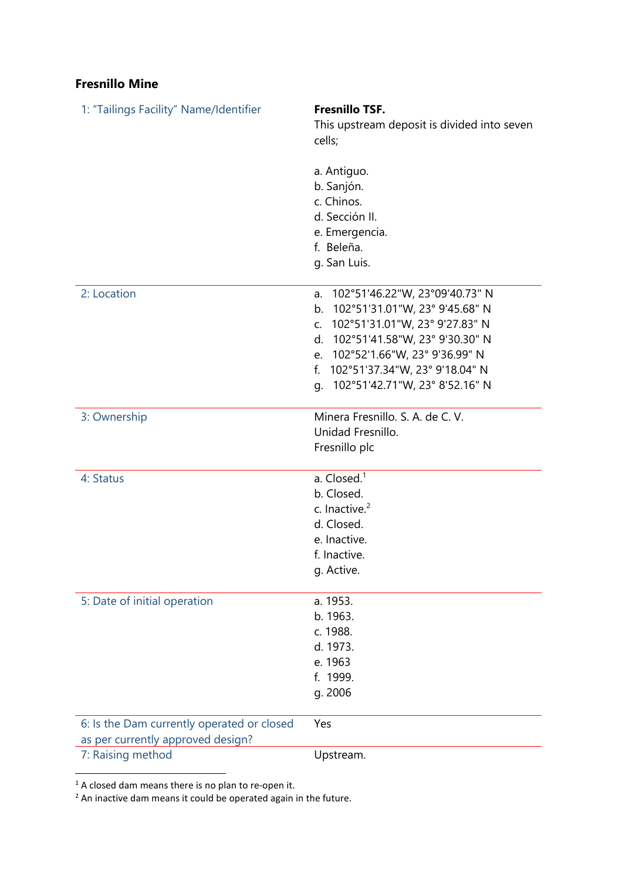**Fresnillo Mine**

| | |
|---|---|
| 1: "Tailings Facility" Name/Identifier | **Fresnillo TSF.**<br>This upstream deposit is divided into seven cells;<br><br>a. Antiguo.<br>b. Sanjón.<br>c. Chinos.<br>d. Sección II.<br>e. Emergencia.<br>f. Beleña.<br>g. San Luis. |
| 2: Location | a. 102°51'46.22"W, 23°09'40.73" N<br>b. 102°51'31.01"W, 23° 9'45.68" N<br>c. 102°51'31.01"W, 23° 9'27.83" N<br>d. 102°51'41.58"W, 23° 9'30.30" N<br>e. 102°52'1.66"W, 23° 9'36.99" N<br>f. 102°51'37.34"W, 23° 9'18.04" N<br>g. 102°51'42.71"W, 23° 8'52.16" N |
| 3: Ownership | Minera Fresnillo. S. A. de C. V.<br>Unidad Fresnillo.<br>Fresnillo plc |
| 4: Status | a. Closed.[1]<br>b. Closed.<br>c. Inactive.[2]<br>d. Closed.<br>e. Inactive.<br>f. Inactive.<br>g. Active. |
| 5: Date of initial operation | a. 1953.<br>b. 1963.<br>c. 1988.<br>d. 1973.<br>e. 1963<br>f. 1999.<br>g. 2006 |
| 6: Is the Dam currently operated or closed as per currently approved design? | Yes |
| 7: Raising method | Upstream. |

[1] A closed dam means there is no plan to re-open it.
[2] An inactive dam means it could be operated again in the future.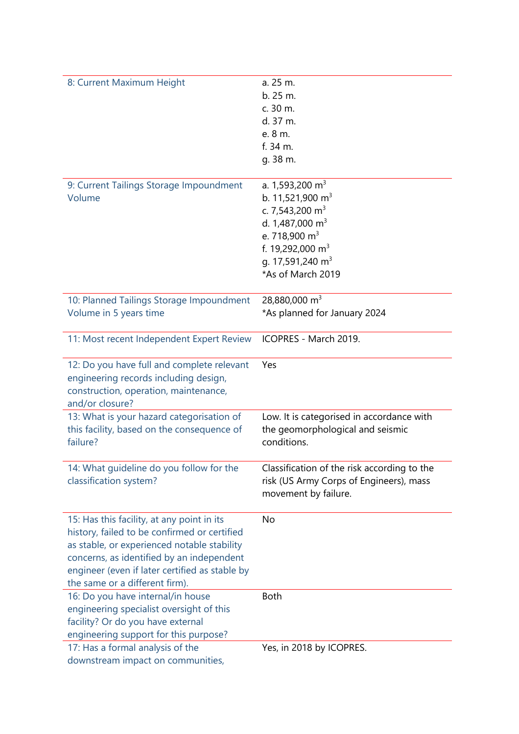| | |
|---|---|
| 8: Current Maximum Height | a. 25 m.<br>b. 25 m.<br>c. 30 m.<br>d. 37 m.<br>e. 8 m.<br>f. 34 m.<br>g. 38 m. |
| 9: Current Tailings Storage Impoundment Volume | a. 1,593,200 $m^3$<br>b. 11,521,900 $m^3$<br>c. 7,543,200 $m^3$<br>d. 1,487,000 $m^3$<br>e. 718,900 $m^3$<br>f. 19,292,000 $m^3$<br>g. 17,591,240 $m^3$<br>*As of March 2019 |
| 10: Planned Tailings Storage Impoundment Volume in 5 years time | 28,880,000 $m^3$<br>*As planned for January 2024 |
| 11: Most recent Independent Expert Review | ICOPRES - March 2019. |
| 12: Do you have full and complete relevant engineering records including design, construction, operation, maintenance, and/or closure? | Yes |
| 13: What is your hazard categorisation of this facility, based on the consequence of failure? | Low. It is categorised in accordance with the geomorphological and seismic conditions. |
| 14: What guideline do you follow for the classification system? | Classification of the risk according to the risk (US Army Corps of Engineers), mass movement by failure. |
| 15: Has this facility, at any point in its history, failed to be confirmed or certified as stable, or experienced notable stability concerns, as identified by an independent engineer (even if later certified as stable by the same or a different firm). | No |
| 16: Do you have internal/in house engineering specialist oversight of this facility? Or do you have external engineering support for this purpose? | Both |
| 17: Has a formal analysis of the downstream impact on communities, | Yes, in 2018 by ICOPRES. |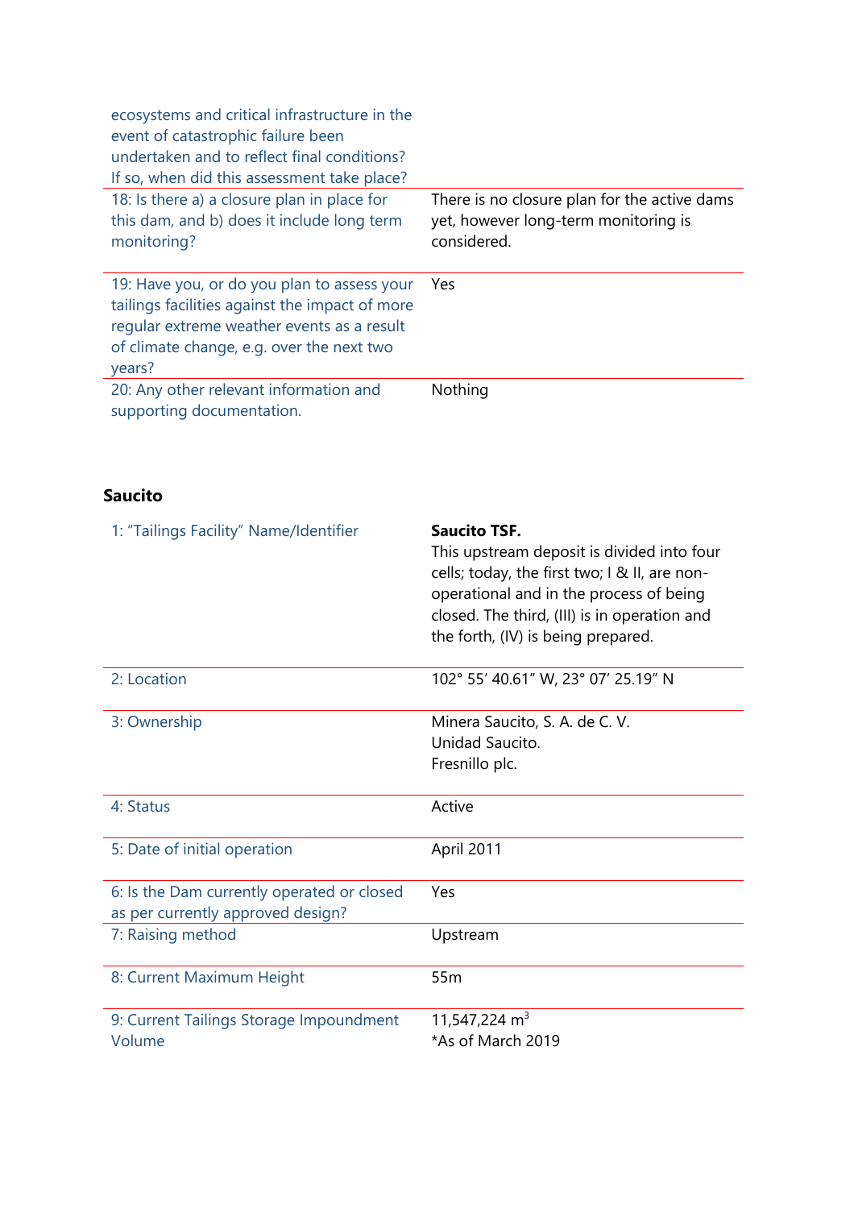| | |
|---|---|
| ecosystems and critical infrastructure in the event of catastrophic failure been undertaken and to reflect final conditions? If so, when did this assessment take place? | |
| 18: Is there a) a closure plan in place for this dam, and b) does it include long term monitoring? | There is no closure plan for the active dams yet, however long-term monitoring is considered. |
| 19: Have you, or do you plan to assess your tailings facilities against the impact of more regular extreme weather events as a result of climate change, e.g. over the next two years? | Yes |
| 20: Any other relevant information and supporting documentation. | Nothing |

## Saucito

| | |
|---|---|
| 1: "Tailings Facility" Name/Identifier | **Saucito TSF.** This upstream deposit is divided into four cells; today, the first two; I & II, are non-operational and in the process of being closed. The third, (III) is in operation and the forth, (IV) is being prepared. |
| 2: Location | 102° 55' 40.61" W, 23° 07' 25.19" N |
| 3: Ownership | Minera Saucito, S. A. de C. V.<br>Unidad Saucito.<br>Fresnillo plc. |
| 4: Status | Active |
| 5: Date of initial operation | April 2011 |
| 6: Is the Dam currently operated or closed as per currently approved design? | Yes |
| 7: Raising method | Upstream |
| 8: Current Maximum Height | 55m |
| 9: Current Tailings Storage Impoundment Volume | 11,547,224 $m^3$<br>*As of March 2019 |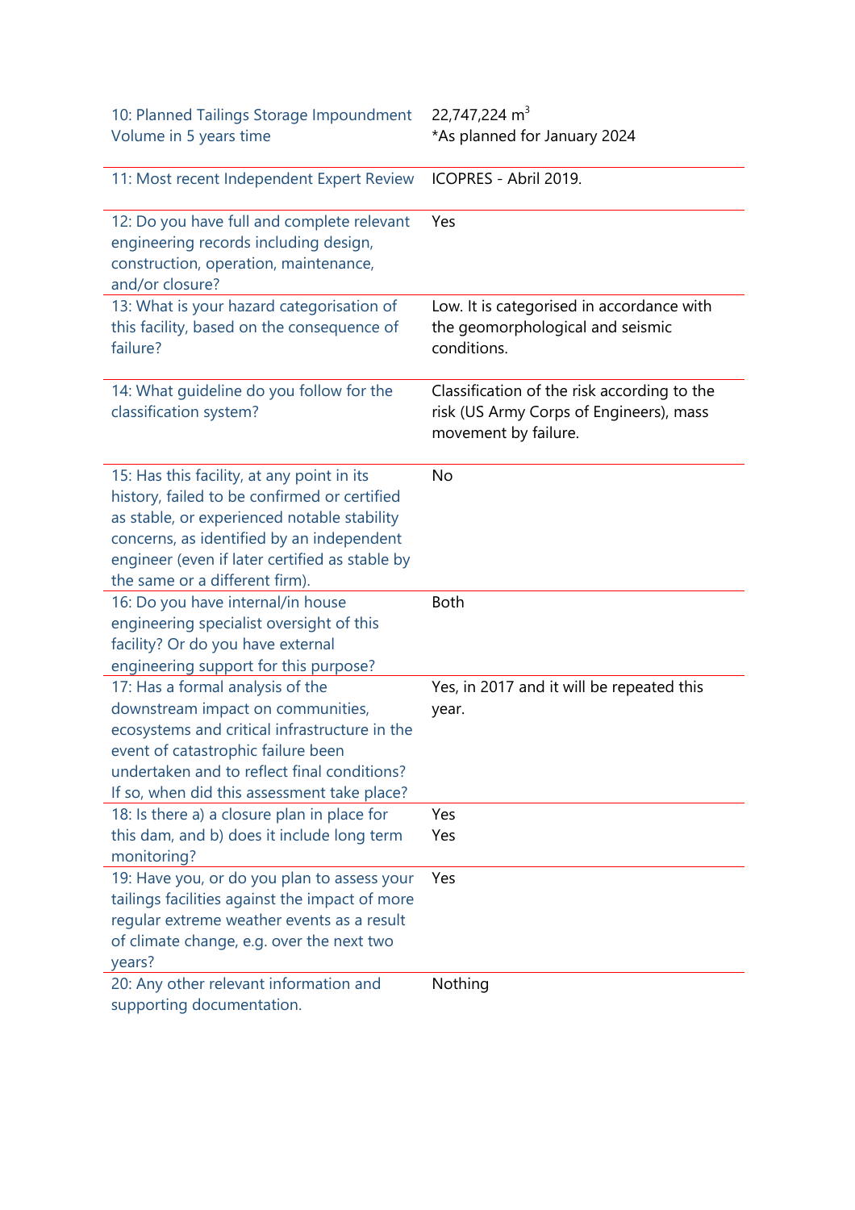| | |
|---|---|
| 10: Planned Tailings Storage Impoundment Volume in 5 years time | 22,747,224 $m^3$ *As planned for January 2024 |
| 11: Most recent Independent Expert Review | ICOPRES - Abril 2019. |
| 12: Do you have full and complete relevant engineering records including design, construction, operation, maintenance, and/or closure? | Yes |
| 13: What is your hazard categorisation of this facility, based on the consequence of failure? | Low. It is categorised in accordance with the geomorphological and seismic conditions. |
| 14: What guideline do you follow for the classification system? | Classification of the risk according to the risk (US Army Corps of Engineers), mass movement by failure. |
| 15: Has this facility, at any point in its history, failed to be confirmed or certified as stable, or experienced notable stability concerns, as identified by an independent engineer (even if later certified as stable by the same or a different firm). | No |
| 16: Do you have internal/in house engineering specialist oversight of this facility? Or do you have external engineering support for this purpose? | Both |
| 17: Has a formal analysis of the downstream impact on communities, ecosystems and critical infrastructure in the event of catastrophic failure been undertaken and to reflect final conditions? If so, when did this assessment take place? | Yes, in 2017 and it will be repeated this year. |
| 18: Is there a) a closure plan in place for this dam, and b) does it include long term monitoring? | Yes<br>Yes |
| 19: Have you, or do you plan to assess your tailings facilities against the impact of more regular extreme weather events as a result of climate change, e.g. over the next two years? | Yes |
| 20: Any other relevant information and supporting documentation. | Nothing |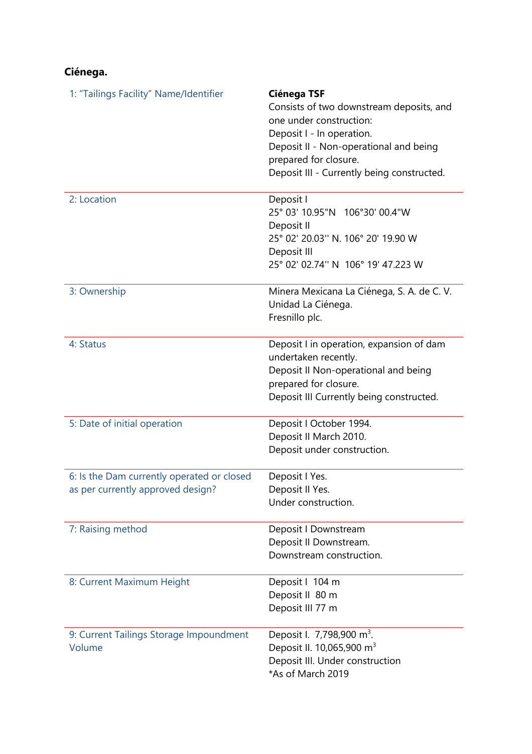**Ciénega.**

| | |
|---|---|
| 1: "Tailings Facility" Name/Identifier | **Ciénega TSF**<br>Consists of two downstream deposits, and one under construction:<br>Deposit I - In operation.<br>Deposit II - Non-operational and being prepared for closure.<br>Deposit III - Currently being constructed. |
| 2: Location | Deposit I<br>25° 03' 10.95"N 106°30' 00.4"W<br>Deposit II<br>25° 02' 20.03'' N. 106° 20' 19.90 W<br>Deposit III<br>25° 02' 02.74'' N 106° 19' 47.223 W |
| 3: Ownership | Minera Mexicana La Ciénega, S. A. de C. V. Unidad La Ciénega.<br>Fresnillo plc. |
| 4: Status | Deposit I in operation, expansion of dam undertaken recently.<br>Deposit II Non-operational and being prepared for closure.<br>Deposit III Currently being constructed. |
| 5: Date of initial operation | Deposit I October 1994.<br>Deposit II March 2010.<br>Deposit under construction. |
| 6: Is the Dam currently operated or closed as per currently approved design? | Deposit I Yes.<br>Deposit II Yes.<br>Under construction. |
| 7: Raising method | Deposit I Downstream<br>Deposit II Downstream.<br>Downstream construction. |
| 8: Current Maximum Height | Deposit I 104 m<br>Deposit II 80 m<br>Deposit III 77 m |
| 9: Current Tailings Storage Impoundment Volume | Deposit I. 7,798,900 $m^3$.<br>Deposit II. 10,065,900 $m^3$<br>Deposit III. Under construction<br>*As of March 2019 |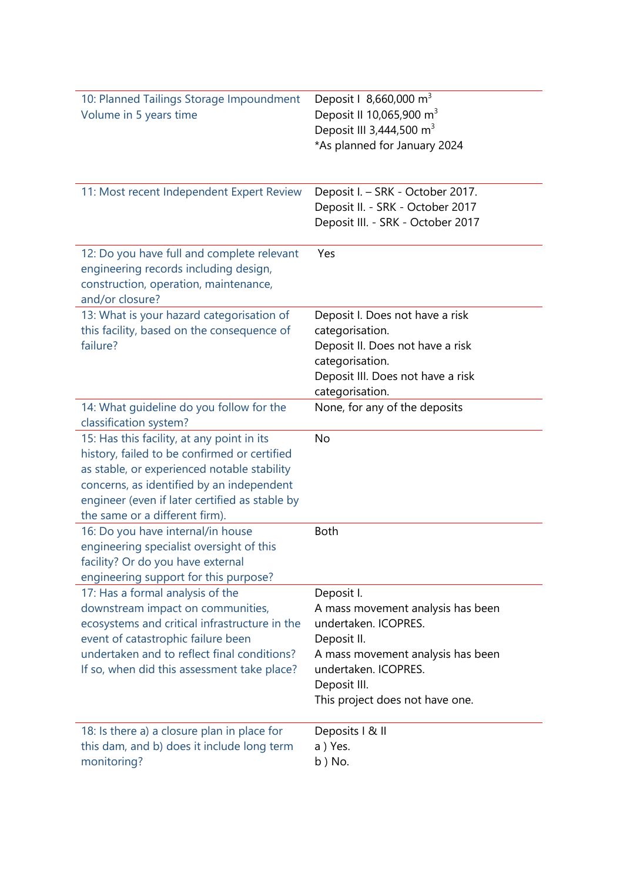| | |
|---|---|
| 10: Planned Tailings Storage Impoundment Volume in 5 years time | Deposit I 8,660,000 $m^3$<br>Deposit II 10,065,900 $m^3$<br>Deposit III 3,444,500 $m^3$<br>*As planned for January 2024 |
| 11: Most recent Independent Expert Review | Deposit I. – SRK - October 2017.<br>Deposit II. - SRK - October 2017<br>Deposit III. - SRK - October 2017 |
| 12: Do you have full and complete relevant engineering records including design, construction, operation, maintenance, and/or closure? | Yes |
| 13: What is your hazard categorisation of this facility, based on the consequence of failure? | Deposit I. Does not have a risk categorisation.<br>Deposit II. Does not have a risk categorisation.<br>Deposit III. Does not have a risk categorisation. |
| 14: What guideline do you follow for the classification system? | None, for any of the deposits |
| 15: Has this facility, at any point in its history, failed to be confirmed or certified as stable, or experienced notable stability concerns, as identified by an independent engineer (even if later certified as stable by the same or a different firm). | No |
| 16: Do you have internal/in house engineering specialist oversight of this facility? Or do you have external engineering support for this purpose? | Both |
| 17: Has a formal analysis of the downstream impact on communities, ecosystems and critical infrastructure in the event of catastrophic failure been undertaken and to reflect final conditions? If so, when did this assessment take place? | Deposit I.<br>A mass movement analysis has been undertaken. ICOPRES.<br>Deposit II.<br>A mass movement analysis has been undertaken. ICOPRES.<br>Deposit III.<br>This project does not have one. |
| 18: Is there a) a closure plan in place for this dam, and b) does it include long term monitoring? | Deposits I & II<br>a ) Yes.<br>b ) No. |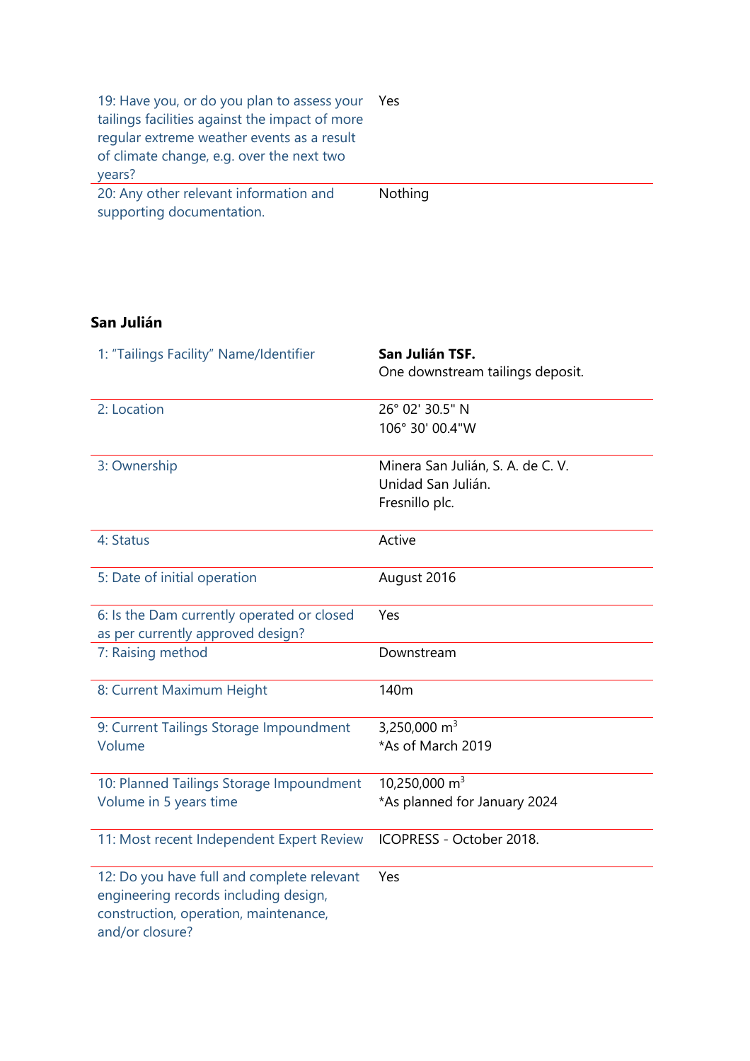| | |
|---|---|
| 19: Have you, or do you plan to assess your tailings facilities against the impact of more regular extreme weather events as a result of climate change, e.g. over the next two years? | Yes |
| 20: Any other relevant information and supporting documentation. | Nothing |

## San Julián

| | |
|---|---|
| 1: "Tailings Facility" Name/Identifier | **San Julián TSF.**<br>One downstream tailings deposit. |
| 2: Location | 26° 02' 30.5" N<br>106° 30' 00.4"W |
| 3: Ownership | Minera San Julián, S. A. de C. V.<br>Unidad San Julián.<br>Fresnillo plc. |
| 4: Status | Active |
| 5: Date of initial operation | August 2016 |
| 6: Is the Dam currently operated or closed as per currently approved design? | Yes |
| 7: Raising method | Downstream |
| 8: Current Maximum Height | 140m |
| 9: Current Tailings Storage Impoundment Volume | 3,250,000 $m^3$<br>*As of March 2019 |
| 10: Planned Tailings Storage Impoundment Volume in 5 years time | 10,250,000 $m^3$<br>*As planned for January 2024 |
| 11: Most recent Independent Expert Review | ICOPRESS - October 2018. |
| 12: Do you have full and complete relevant engineering records including design, construction, operation, maintenance, and/or closure? | Yes |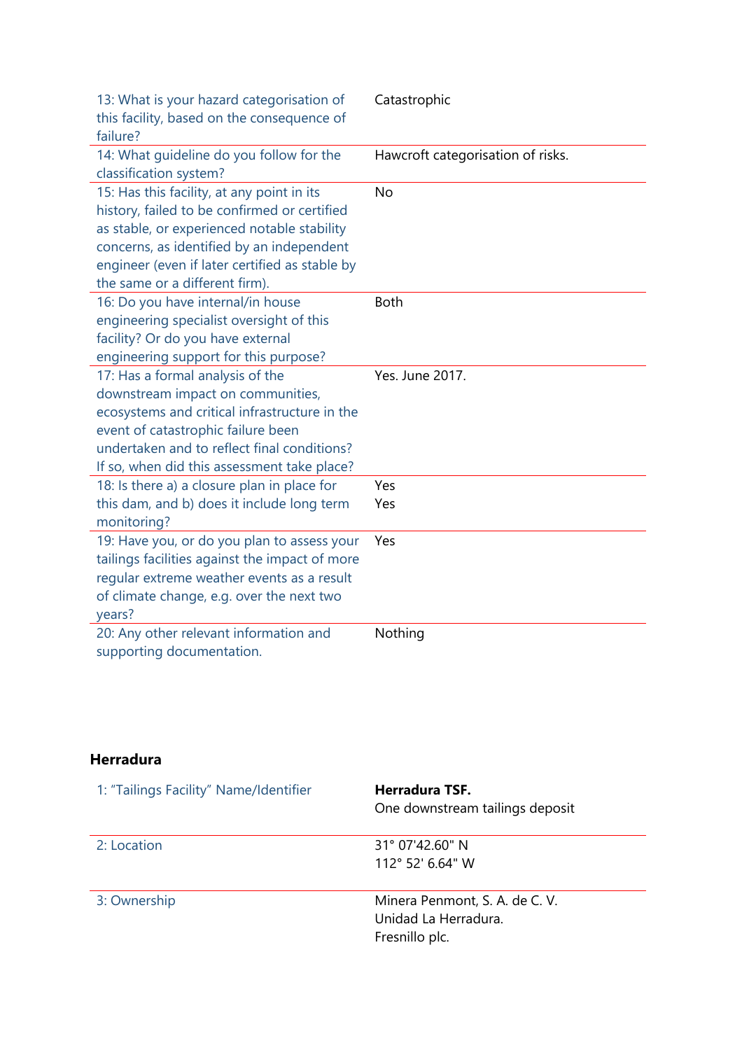| | |
|---|---|
| 13: What is your hazard categorisation of this facility, based on the consequence of failure? | Catastrophic |
| 14: What guideline do you follow for the classification system? | Hawcroft categorisation of risks. |
| 15: Has this facility, at any point in its history, failed to be confirmed or certified as stable, or experienced notable stability concerns, as identified by an independent engineer (even if later certified as stable by the same or a different firm). | No |
| 16: Do you have internal/in house engineering specialist oversight of this facility? Or do you have external engineering support for this purpose? | Both |
| 17: Has a formal analysis of the downstream impact on communities, ecosystems and critical infrastructure in the event of catastrophic failure been undertaken and to reflect final conditions? If so, when did this assessment take place? | Yes. June 2017. |
| 18: Is there a) a closure plan in place for this dam, and b) does it include long term monitoring? | Yes<br>Yes |
| 19: Have you, or do you plan to assess your tailings facilities against the impact of more regular extreme weather events as a result of climate change, e.g. over the next two years? | Yes |
| 20: Any other relevant information and supporting documentation. | Nothing |

## Herradura

| | |
|---|---|
| 1: "Tailings Facility" Name/Identifier | **Herradura TSF.**<br>One downstream tailings deposit |
| 2: Location | 31° 07'42.60" N<br>112° 52' 6.64" W |
| 3: Ownership | Minera Penmont, S. A. de C. V.<br>Unidad La Herradura.<br>Fresnillo plc. |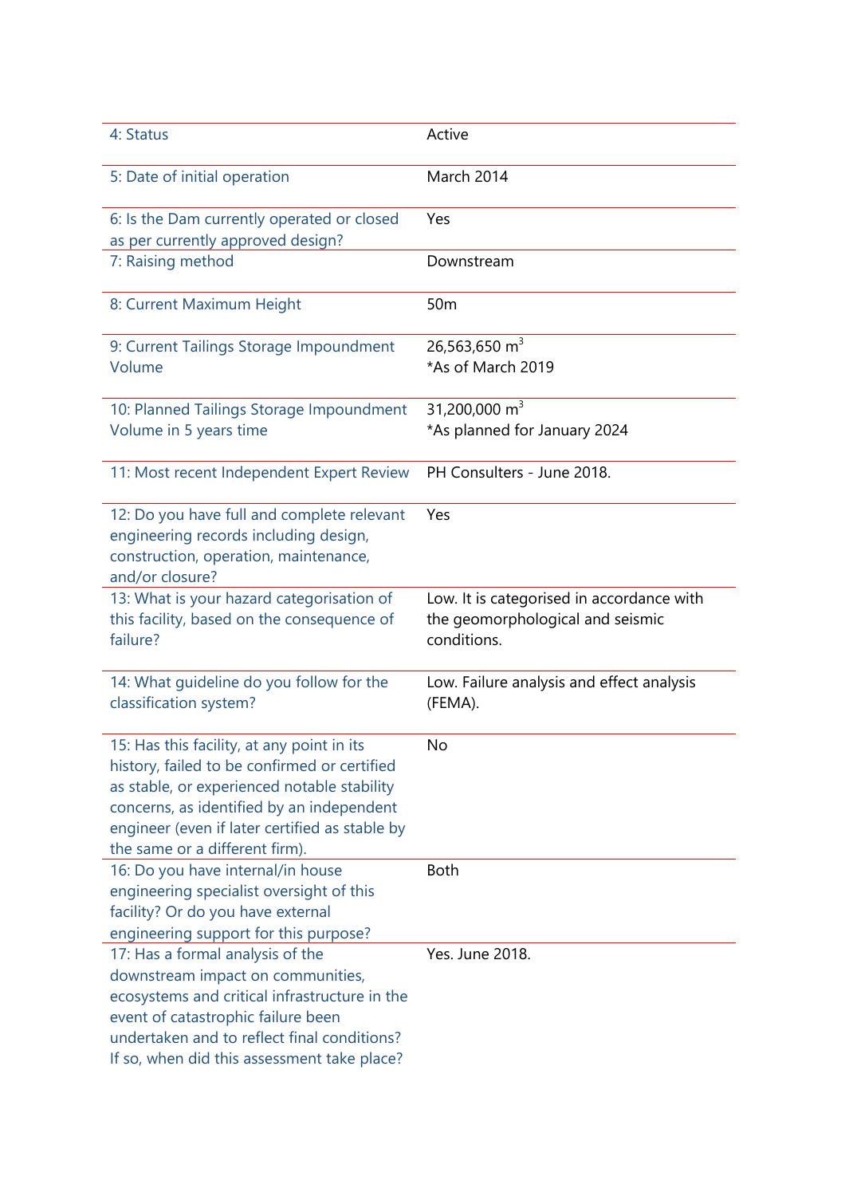| | |
|---|---|
| 4: Status | Active |
| 5: Date of initial operation | March 2014 |
| 6: Is the Dam currently operated or closed as per currently approved design? | Yes |
| 7: Raising method | Downstream |
| 8: Current Maximum Height | 50m |
| 9: Current Tailings Storage Impoundment Volume | 26,563,650 $m^3$ *As of March 2019 |
| 10: Planned Tailings Storage Impoundment Volume in 5 years time | 31,200,000 $m^3$ *As planned for January 2024 |
| 11: Most recent Independent Expert Review | PH Consulters - June 2018. |
| 12: Do you have full and complete relevant engineering records including design, construction, operation, maintenance, and/or closure? | Yes |
| 13: What is your hazard categorisation of this facility, based on the consequence of failure? | Low. It is categorised in accordance with the geomorphological and seismic conditions. |
| 14: What guideline do you follow for the classification system? | Low. Failure analysis and effect analysis (FEMA). |
| 15: Has this facility, at any point in its history, failed to be confirmed or certified as stable, or experienced notable stability concerns, as identified by an independent engineer (even if later certified as stable by the same or a different firm). | No |
| 16: Do you have internal/in house engineering specialist oversight of this facility? Or do you have external engineering support for this purpose? | Both |
| 17: Has a formal analysis of the downstream impact on communities, ecosystems and critical infrastructure in the event of catastrophic failure been undertaken and to reflect final conditions? If so, when did this assessment take place? | Yes. June 2018. |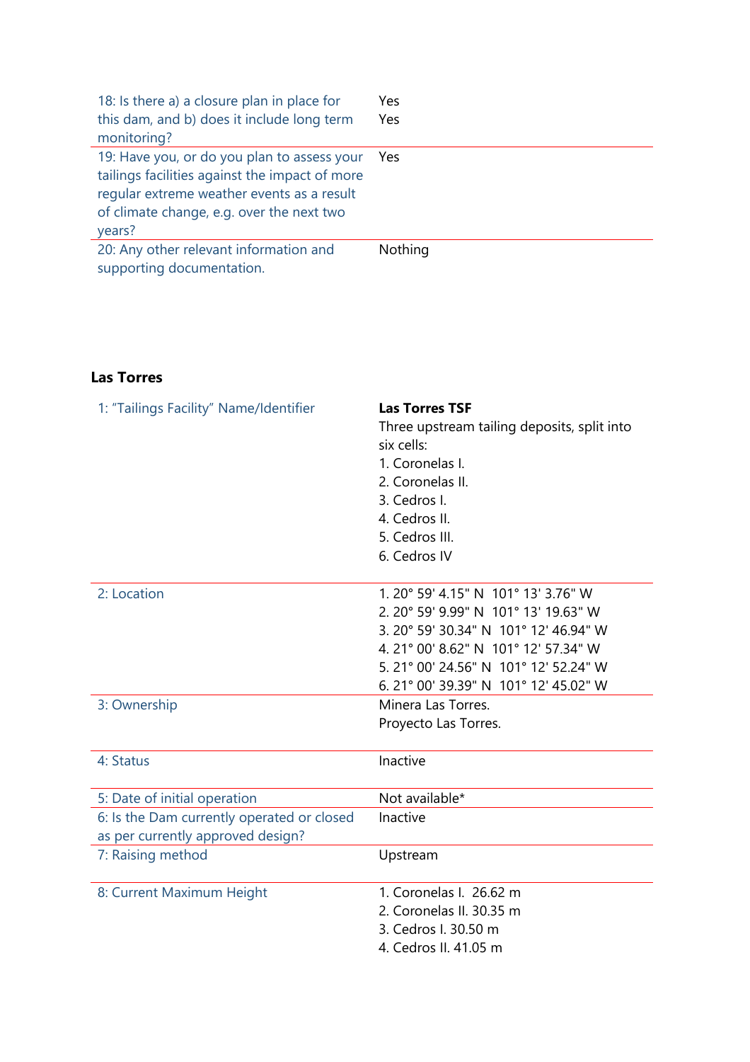| | |
|---|---|
| 18: Is there a) a closure plan in place for this dam, and b) does it include long term monitoring? | Yes<br>Yes |
| 19: Have you, or do you plan to assess your tailings facilities against the impact of more regular extreme weather events as a result of climate change, e.g. over the next two years? | Yes |
| 20: Any other relevant information and supporting documentation. | Nothing |

**Las Torres**

| | |
|---|---|
| 1: "Tailings Facility" Name/Identifier | **Las Torres TSF**<br>Three upstream tailing deposits, split into six cells:<br>1. Coronelas I.<br>2. Coronelas II.<br>3. Cedros I.<br>4. Cedros II.<br>5. Cedros III.<br>6. Cedros IV |
| 2: Location | 1. 20° 59' 4.15" N 101° 13' 3.76" W<br>2. 20° 59' 9.99" N 101° 13' 19.63" W<br>3. 20° 59' 30.34" N 101° 12' 46.94" W<br>4. 21° 00' 8.62" N 101° 12' 57.34" W<br>5. 21° 00' 24.56" N 101° 12' 52.24" W<br>6. 21° 00' 39.39" N 101° 12' 45.02" W |
| 3: Ownership | Minera Las Torres.<br>Proyecto Las Torres. |
| 4: Status | Inactive |
| 5: Date of initial operation | Not available* |
| 6: Is the Dam currently operated or closed as per currently approved design? | Inactive |
| 7: Raising method | Upstream |
| 8: Current Maximum Height | 1. Coronelas I. 26.62 m<br>2. Coronelas II. 30.35 m<br>3. Cedros I. 30.50 m<br>4. Cedros II. 41.05 m |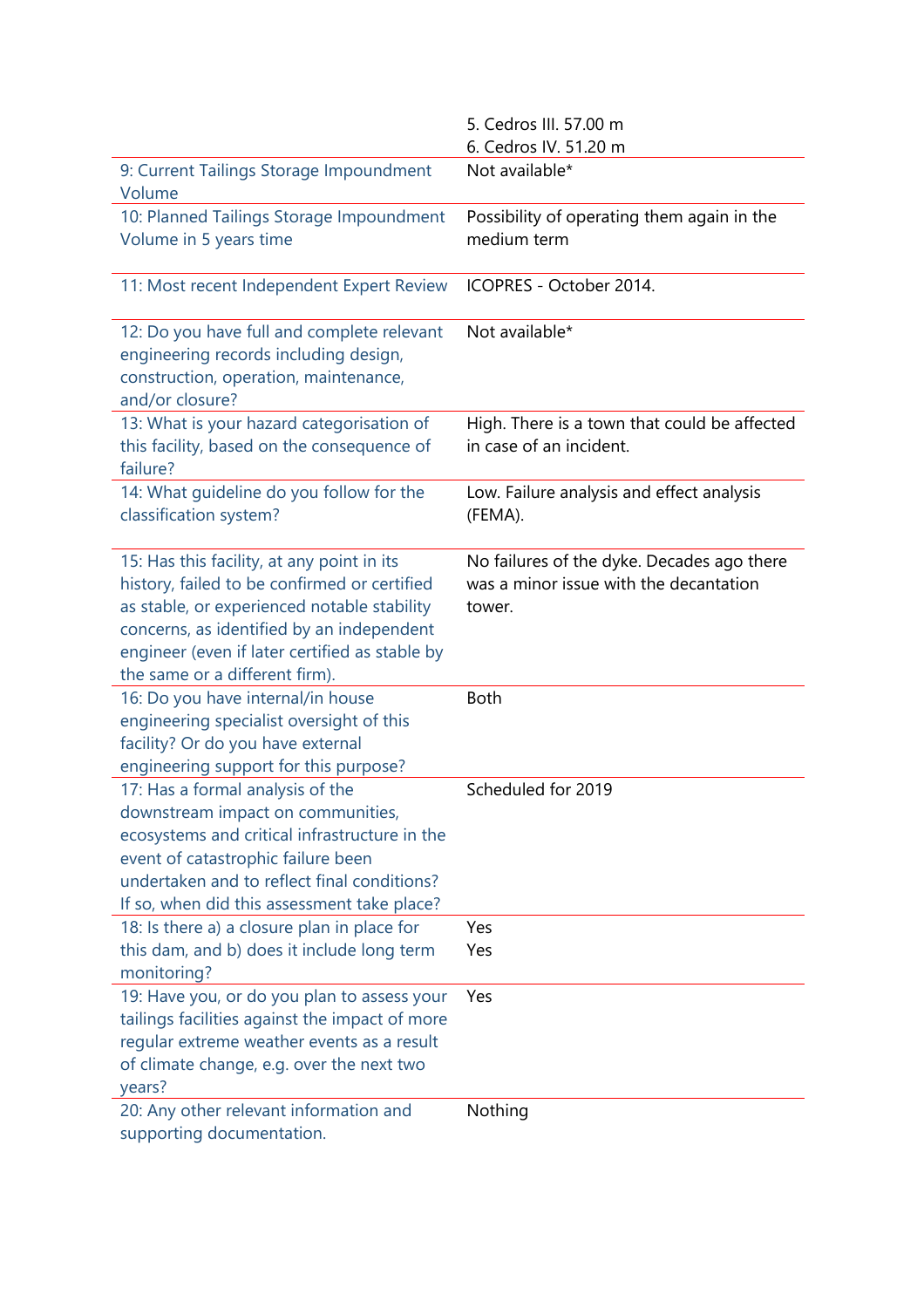| | |
|---|---|
| | 5. Cedros III. 57.00 m<br>6. Cedros IV. 51.20 m |
| 9: Current Tailings Storage Impoundment Volume | Not available* |
| 10: Planned Tailings Storage Impoundment Volume in 5 years time | Possibility of operating them again in the medium term |
| 11: Most recent Independent Expert Review | ICOPRES - October 2014. |
| 12: Do you have full and complete relevant engineering records including design, construction, operation, maintenance, and/or closure? | Not available* |
| 13: What is your hazard categorisation of this facility, based on the consequence of failure? | High. There is a town that could be affected in case of an incident. |
| 14: What guideline do you follow for the classification system? | Low. Failure analysis and effect analysis (FEMA). |
| 15: Has this facility, at any point in its history, failed to be confirmed or certified as stable, or experienced notable stability concerns, as identified by an independent engineer (even if later certified as stable by the same or a different firm). | No failures of the dyke. Decades ago there was a minor issue with the decantation tower. |
| 16: Do you have internal/in house engineering specialist oversight of this facility? Or do you have external engineering support for this purpose? | Both |
| 17: Has a formal analysis of the downstream impact on communities, ecosystems and critical infrastructure in the event of catastrophic failure been undertaken and to reflect final conditions? If so, when did this assessment take place? | Scheduled for 2019 |
| 18: Is there a) a closure plan in place for this dam, and b) does it include long term monitoring? | Yes<br>Yes |
| 19: Have you, or do you plan to assess your tailings facilities against the impact of more regular extreme weather events as a result of climate change, e.g. over the next two years? | Yes |
| 20: Any other relevant information and supporting documentation. | Nothing |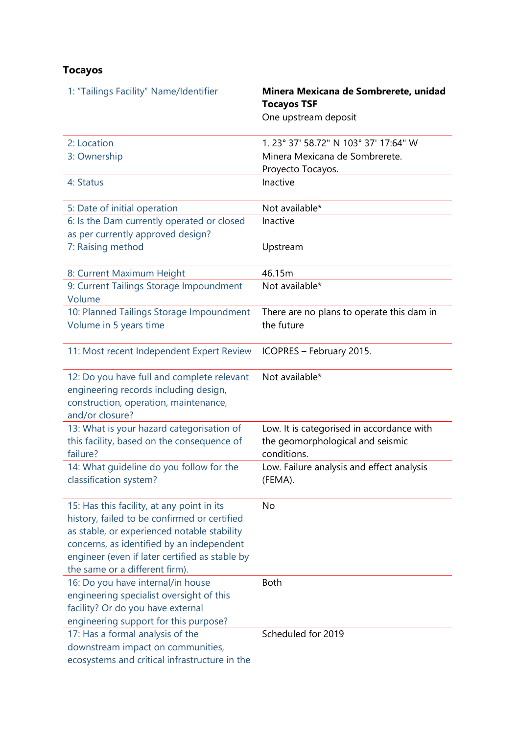**Tocayos**

| | |
|---|---|
| 1: "Tailings Facility" Name/Identifier | **Minera Mexicana de Sombrerete, unidad Tocayos TSF**<br>One upstream deposit |
| 2: Location | 1. 23° 37' 58.72" N 103° 37' 17:64" W |
| 3: Ownership | Minera Mexicana de Sombrerete. Proyecto Tocayos. |
| 4: Status | Inactive |
| 5: Date of initial operation | Not available* |
| 6: Is the Dam currently operated or closed as per currently approved design? | Inactive |
| 7: Raising method | Upstream |
| 8: Current Maximum Height | 46.15m |
| 9: Current Tailings Storage Impoundment Volume | Not available* |
| 10: Planned Tailings Storage Impoundment Volume in 5 years time | There are no plans to operate this dam in the future |
| 11: Most recent Independent Expert Review | ICOPRES – February 2015. |
| 12: Do you have full and complete relevant engineering records including design, construction, operation, maintenance, and/or closure? | Not available* |
| 13: What is your hazard categorisation of this facility, based on the consequence of failure? | Low. It is categorised in accordance with the geomorphological and seismic conditions. |
| 14: What guideline do you follow for the classification system? | Low. Failure analysis and effect analysis (FEMA). |
| 15: Has this facility, at any point in its history, failed to be confirmed or certified as stable, or experienced notable stability concerns, as identified by an independent engineer (even if later certified as stable by the same or a different firm). | No |
| 16: Do you have internal/in house engineering specialist oversight of this facility? Or do you have external engineering support for this purpose? | Both |
| 17: Has a formal analysis of the downstream impact on communities, ecosystems and critical infrastructure in the | Scheduled for 2019 |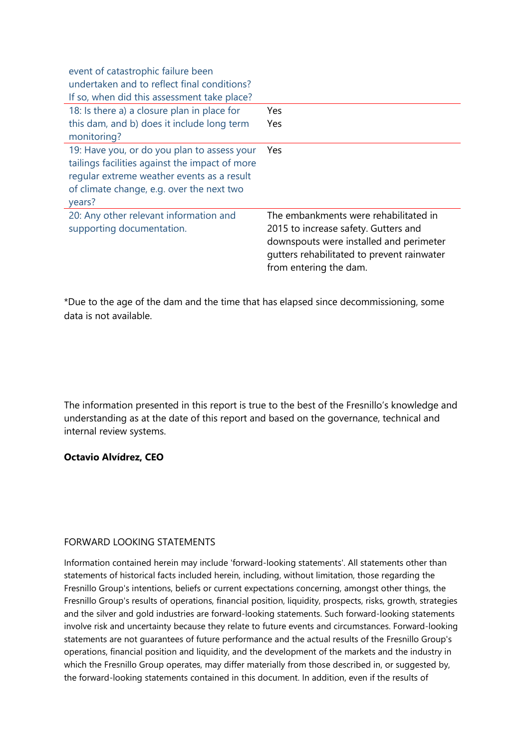| | |
|---|---|
| event of catastrophic failure been undertaken and to reflect final conditions? If so, when did this assessment take place? | |
| 18: Is there a) a closure plan in place for this dam, and b) does it include long term monitoring? | Yes<br>Yes |
| 19: Have you, or do you plan to assess your tailings facilities against the impact of more regular extreme weather events as a result of climate change, e.g. over the next two years? | Yes |
| 20: Any other relevant information and supporting documentation. | The embankments were rehabilitated in 2015 to increase safety. Gutters and downspouts were installed and perimeter gutters rehabilitated to prevent rainwater from entering the dam. |

*Due to the age of the dam and the time that has elapsed since decommissioning, some data is not available.

The information presented in this report is true to the best of the Fresnillo's knowledge and understanding as at the date of this report and based on the governance, technical and internal review systems.

**Octavio Alvídrez, CEO**

FORWARD LOOKING STATEMENTS

Information contained herein may include 'forward-looking statements'. All statements other than statements of historical facts included herein, including, without limitation, those regarding the Fresnillo Group's intentions, beliefs or current expectations concerning, amongst other things, the Fresnillo Group's results of operations, financial position, liquidity, prospects, risks, growth, strategies and the silver and gold industries are forward-looking statements. Such forward-looking statements involve risk and uncertainty because they relate to future events and circumstances. Forward-looking statements are not guarantees of future performance and the actual results of the Fresnillo Group's operations, financial position and liquidity, and the development of the markets and the industry in which the Fresnillo Group operates, may differ materially from those described in, or suggested by, the forward-looking statements contained in this document. In addition, even if the results of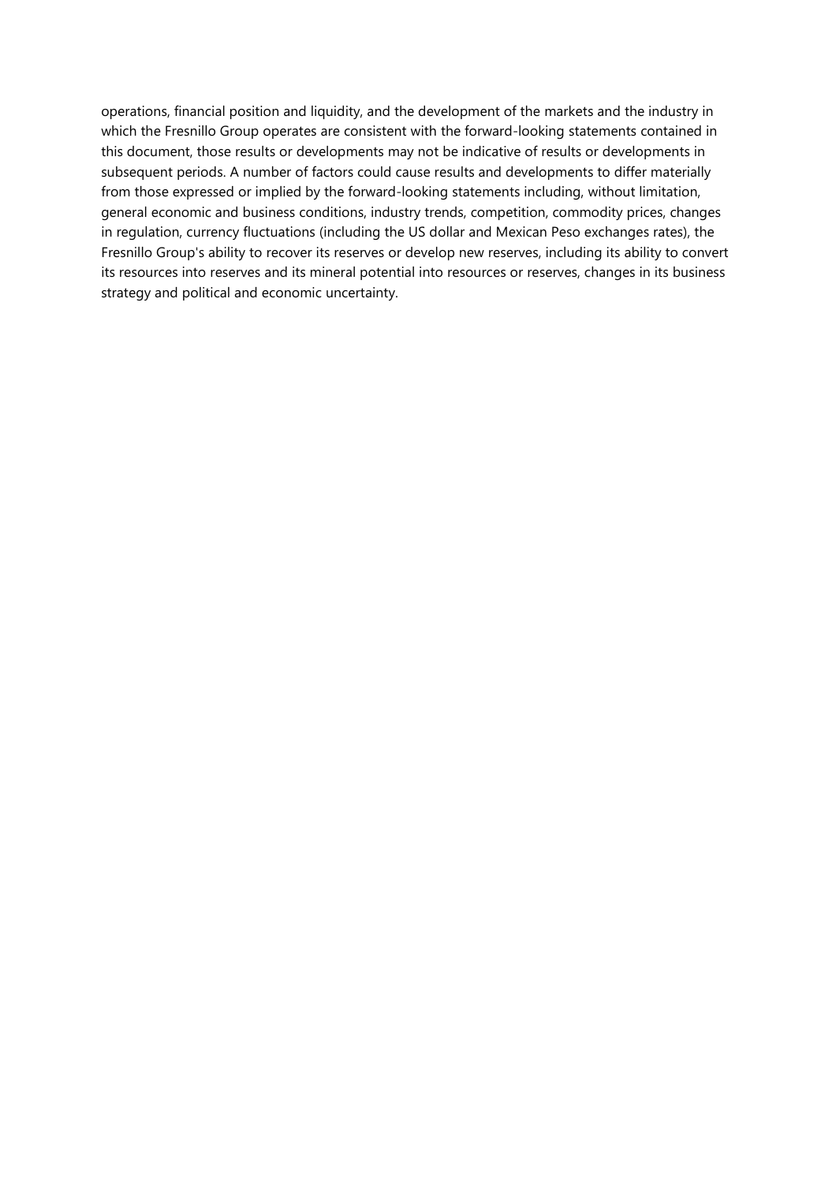operations, financial position and liquidity, and the development of the markets and the industry in which the Fresnillo Group operates are consistent with the forward-looking statements contained in this document, those results or developments may not be indicative of results or developments in subsequent periods. A number of factors could cause results and developments to differ materially from those expressed or implied by the forward-looking statements including, without limitation, general economic and business conditions, industry trends, competition, commodity prices, changes in regulation, currency fluctuations (including the US dollar and Mexican Peso exchanges rates), the Fresnillo Group's ability to recover its reserves or develop new reserves, including its ability to convert its resources into reserves and its mineral potential into resources or reserves, changes in its business strategy and political and economic uncertainty.